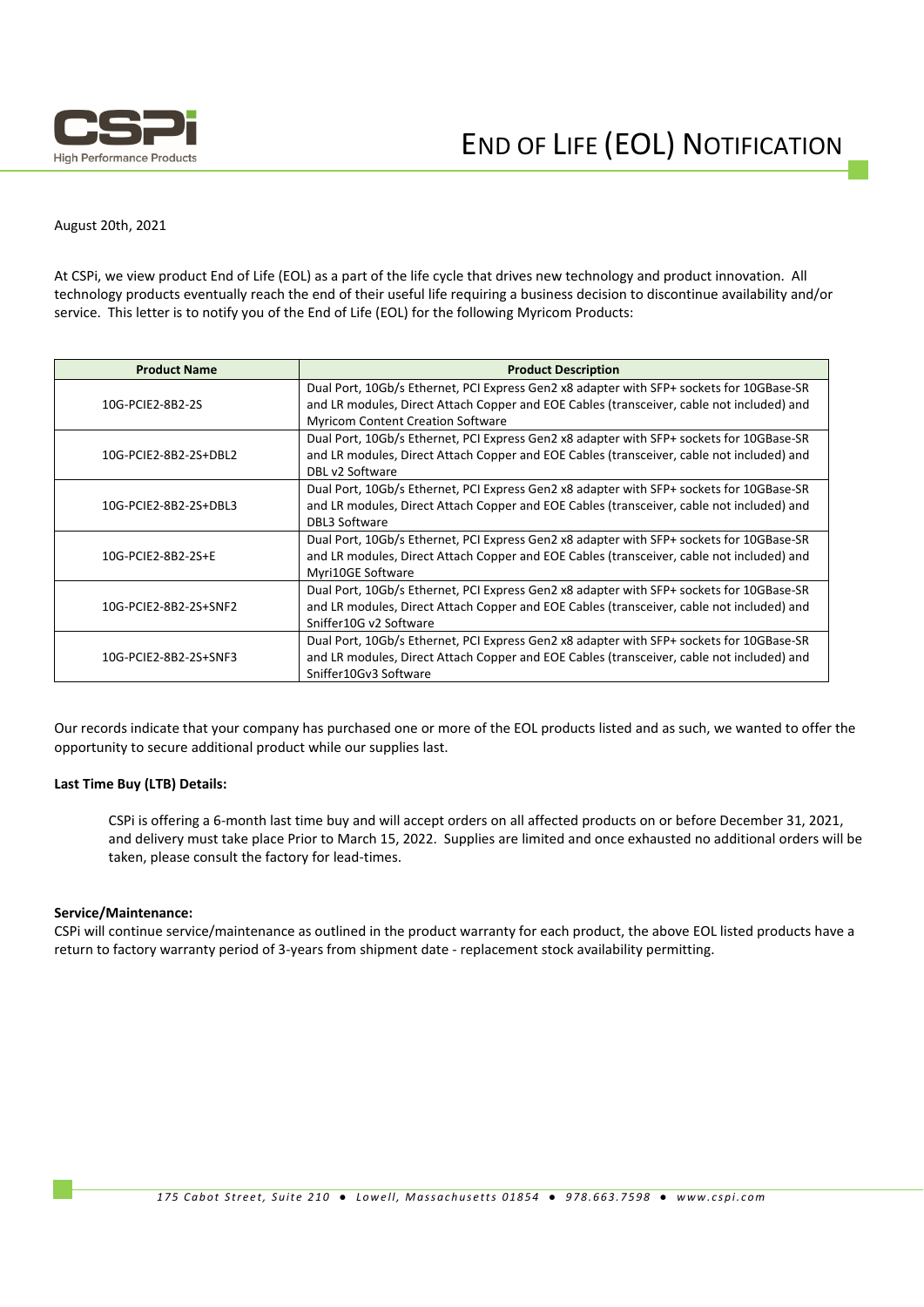CSPi High Performance Products

# END OF LIFE (EOL) NOTIFICATION

August 20th, 2021

At CSPi, we view product End of Life (EOL) as a part of the life cycle that drives new technology and product innovation. All technology products eventually reach the end of their useful life requiring a business decision to discontinue availability and/or service. This letter is to notify you of the End of Life (EOL) for the following Myricom Products:

| Product Name | Product Description |
|---|---|
| 10G-PCIE2-8B2-2S | Dual Port, 10Gb/s Ethernet, PCI Express Gen2 x8 adapter with SFP+ sockets for 10GBase-SR and LR modules, Direct Attach Copper and EOE Cables (transceiver, cable not included) and Myricom Content Creation Software |
| 10G-PCIE2-8B2-2S+DBL2 | Dual Port, 10Gb/s Ethernet, PCI Express Gen2 x8 adapter with SFP+ sockets for 10GBase-SR and LR modules, Direct Attach Copper and EOE Cables (transceiver, cable not included) and DBL v2 Software |
| 10G-PCIE2-8B2-2S+DBL3 | Dual Port, 10Gb/s Ethernet, PCI Express Gen2 x8 adapter with SFP+ sockets for 10GBase-SR and LR modules, Direct Attach Copper and EOE Cables (transceiver, cable not included) and DBL3 Software |
| 10G-PCIE2-8B2-2S+E | Dual Port, 10Gb/s Ethernet, PCI Express Gen2 x8 adapter with SFP+ sockets for 10GBase-SR and LR modules, Direct Attach Copper and EOE Cables (transceiver, cable not included) and Myri10GE Software |
| 10G-PCIE2-8B2-2S+SNF2 | Dual Port, 10Gb/s Ethernet, PCI Express Gen2 x8 adapter with SFP+ sockets for 10GBase-SR and LR modules, Direct Attach Copper and EOE Cables (transceiver, cable not included) and Sniffer10G v2 Software |
| 10G-PCIE2-8B2-2S+SNF3 | Dual Port, 10Gb/s Ethernet, PCI Express Gen2 x8 adapter with SFP+ sockets for 10GBase-SR and LR modules, Direct Attach Copper and EOE Cables (transceiver, cable not included) and Sniffer10Gv3 Software |

Our records indicate that your company has purchased one or more of the EOL products listed and as such, we wanted to offer the opportunity to secure additional product while our supplies last.

**Last Time Buy (LTB) Details:**

CSPi is offering a 6-month last time buy and will accept orders on all affected products on or before December 31, 2021, and delivery must take place Prior to March 15, 2022. Supplies are limited and once exhausted no additional orders will be taken, please consult the factory for lead-times.

**Service/Maintenance:**
CSPi will continue service/maintenance as outlined in the product warranty for each product, the above EOL listed products have a return to factory warranty period of 3-years from shipment date - replacement stock availability permitting.

*175 Cabot Street, Suite 210 ● Lowell, Massachusetts 01854 ● 978.663.7598 ● www.cspi.com*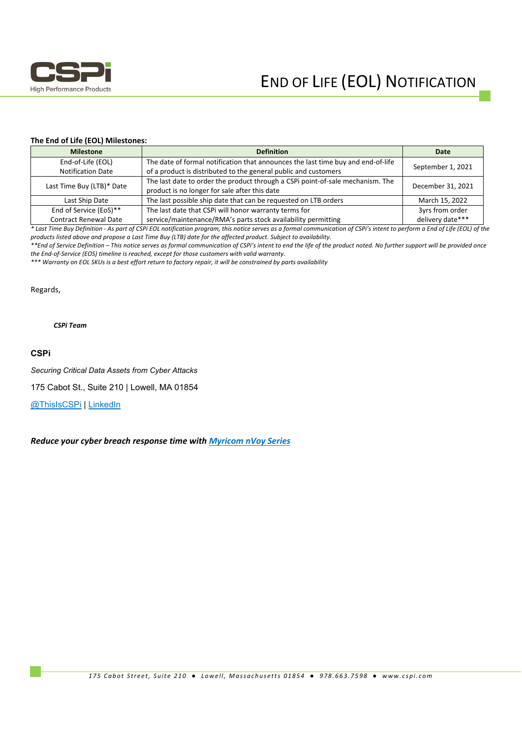# END OF LIFE (EOL) NOTIFICATION

**The End of Life (EOL) Milestones:**

| Milestone | Definition | Date |
|---|---|---|
| End-of-Life (EOL) Notification Date | The date of formal notification that announces the last time buy and end-of-life of a product is distributed to the general public and customers | September 1, 2021 |
| Last Time Buy (LTB)* Date | The last date to order the product through a CSPi point-of-sale mechanism. The product is no longer for sale after this date | December 31, 2021 |
| Last Ship Date | The last possible ship date that can be requested on LTB orders | March 15, 2022 |
| End of Service (EoS)** Contract Renewal Date | The last date that CSPi will honor warranty terms for service/maintenance/RMA's parts stock availability permitting | 3yrs from order delivery date*** |

*\* Last Time Buy Definition - As part of CSPi EOL notification program, this notice serves as a formal communication of CSPi's intent to perform a End of Life (EOL) of the products listed above and propose a Last Time Buy (LTB) date for the affected product. Subject to availability.*

*\*\*End of Service Definition – This notice serves as formal communication of CSPi's intent to end the life of the product noted. No further support will be provided once the End-of-Service (EOS) timeline is reached, except for those customers with valid warranty.*

*\*\*\* Warranty on EOL SKUs is a best effort return to factory repair, it will be constrained by parts availability*

Regards,

***CSPi Team***

**CSPi**

*Securing Critical Data Assets from Cyber Attacks*

175 Cabot St., Suite 210 | Lowell, MA 01854

@ThisIsCSPi | LinkedIn

***Reduce your cyber breach response time with Myricom nVoy Series***